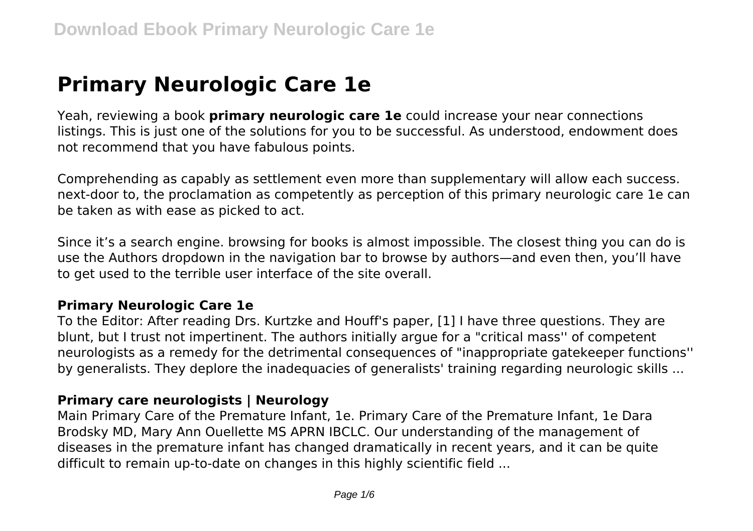# Primary Neurologic Care 1e

Yeah, reviewing a book **primary neurologic care 1e** could increase your near connections listings. This is just one of the solutions for you to be successful. As understood, endowment does not recommend that you have fabulous points.

Comprehending as capably as settlement even more than supplementary will allow each success. next-door to, the proclamation as competently as perception of this primary neurologic care 1e can be taken as with ease as picked to act.

Since it's a search engine. browsing for books is almost impossible. The closest thing you can do is use the Authors dropdown in the navigation bar to browse by authors—and even then, you'll have to get used to the terrible user interface of the site overall.

## Primary Neurologic Care 1e

To the Editor: After reading Drs. Kurtzke and Houff's paper, [1] I have three questions. They are blunt, but I trust not impertinent. The authors initially argue for a "critical mass'' of competent neurologists as a remedy for the detrimental consequences of "inappropriate gatekeeper functions'' by generalists. They deplore the inadequacies of generalists' training regarding neurologic skills ...

## Primary care neurologists | Neurology

Main Primary Care of the Premature Infant, 1e. Primary Care of the Premature Infant, 1e Dara Brodsky MD, Mary Ann Ouellette MS APRN IBCLC. Our understanding of the management of diseases in the premature infant has changed dramatically in recent years, and it can be quite difficult to remain up-to-date on changes in this highly scientific field ...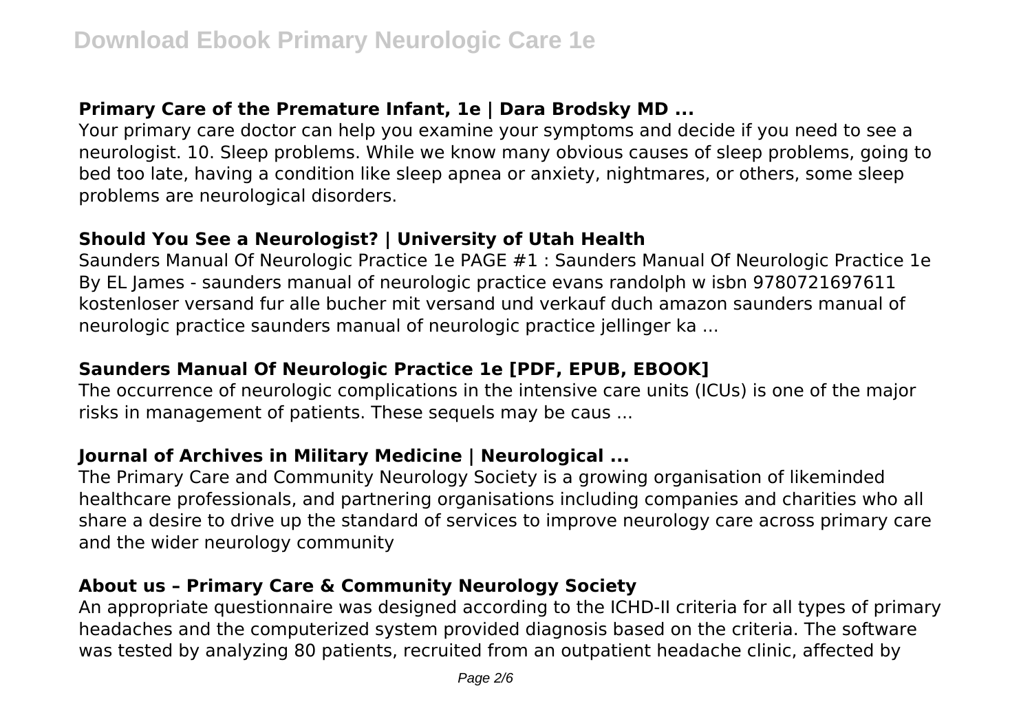## Primary Care of the Premature Infant, 1e | Dara Brodsky MD ...

Your primary care doctor can help you examine your symptoms and decide if you need to see a neurologist. 10. Sleep problems. While we know many obvious causes of sleep problems, going to bed too late, having a condition like sleep apnea or anxiety, nightmares, or others, some sleep problems are neurological disorders.

## Should You See a Neurologist? | University of Utah Health

Saunders Manual Of Neurologic Practice 1e PAGE #1 : Saunders Manual Of Neurologic Practice 1e By EL James - saunders manual of neurologic practice evans randolph w isbn 9780721697611 kostenloser versand fur alle bucher mit versand und verkauf duch amazon saunders manual of neurologic practice saunders manual of neurologic practice jellinger ka ...

## Saunders Manual Of Neurologic Practice 1e [PDF, EPUB, EBOOK]

The occurrence of neurologic complications in the intensive care units (ICUs) is one of the major risks in management of patients. These sequels may be caus ...

## Journal of Archives in Military Medicine | Neurological ...

The Primary Care and Community Neurology Society is a growing organisation of likeminded healthcare professionals, and partnering organisations including companies and charities who all share a desire to drive up the standard of services to improve neurology care across primary care and the wider neurology community

## About us – Primary Care & Community Neurology Society

An appropriate questionnaire was designed according to the ICHD-II criteria for all types of primary headaches and the computerized system provided diagnosis based on the criteria. The software was tested by analyzing 80 patients, recruited from an outpatient headache clinic, affected by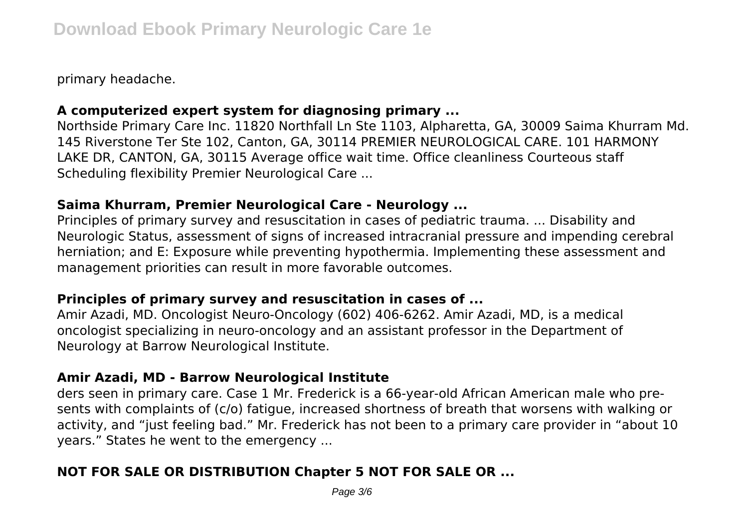primary headache.

### **A computerized expert system for diagnosing primary ...**

Northside Primary Care Inc. 11820 Northfall Ln Ste 1103, Alpharetta, GA, 30009 Saima Khurram Md. 145 Riverstone Ter Ste 102, Canton, GA, 30114 PREMIER NEUROLOGICAL CARE. 101 HARMONY LAKE DR, CANTON, GA, 30115 Average office wait time. Office cleanliness Courteous staff Scheduling flexibility Premier Neurological Care ...

### **Saima Khurram, Premier Neurological Care - Neurology ...**

Principles of primary survey and resuscitation in cases of pediatric trauma. ... Disability and Neurologic Status, assessment of signs of increased intracranial pressure and impending cerebral herniation; and E: Exposure while preventing hypothermia. Implementing these assessment and management priorities can result in more favorable outcomes.

### **Principles of primary survey and resuscitation in cases of ...**

Amir Azadi, MD. Oncologist Neuro-Oncology (602) 406-6262. Amir Azadi, MD, is a medical oncologist specializing in neuro-oncology and an assistant professor in the Department of Neurology at Barrow Neurological Institute.

### **Amir Azadi, MD - Barrow Neurological Institute**

ders seen in primary care. Case 1 Mr. Frederick is a 66-year-old African American male who presents with complaints of (c/o) fatigue, increased shortness of breath that worsens with walking or activity, and "just feeling bad." Mr. Frederick has not been to a primary care provider in "about 10 years." States he went to the emergency ...

### **NOT FOR SALE OR DISTRIBUTION Chapter 5 NOT FOR SALE OR ...**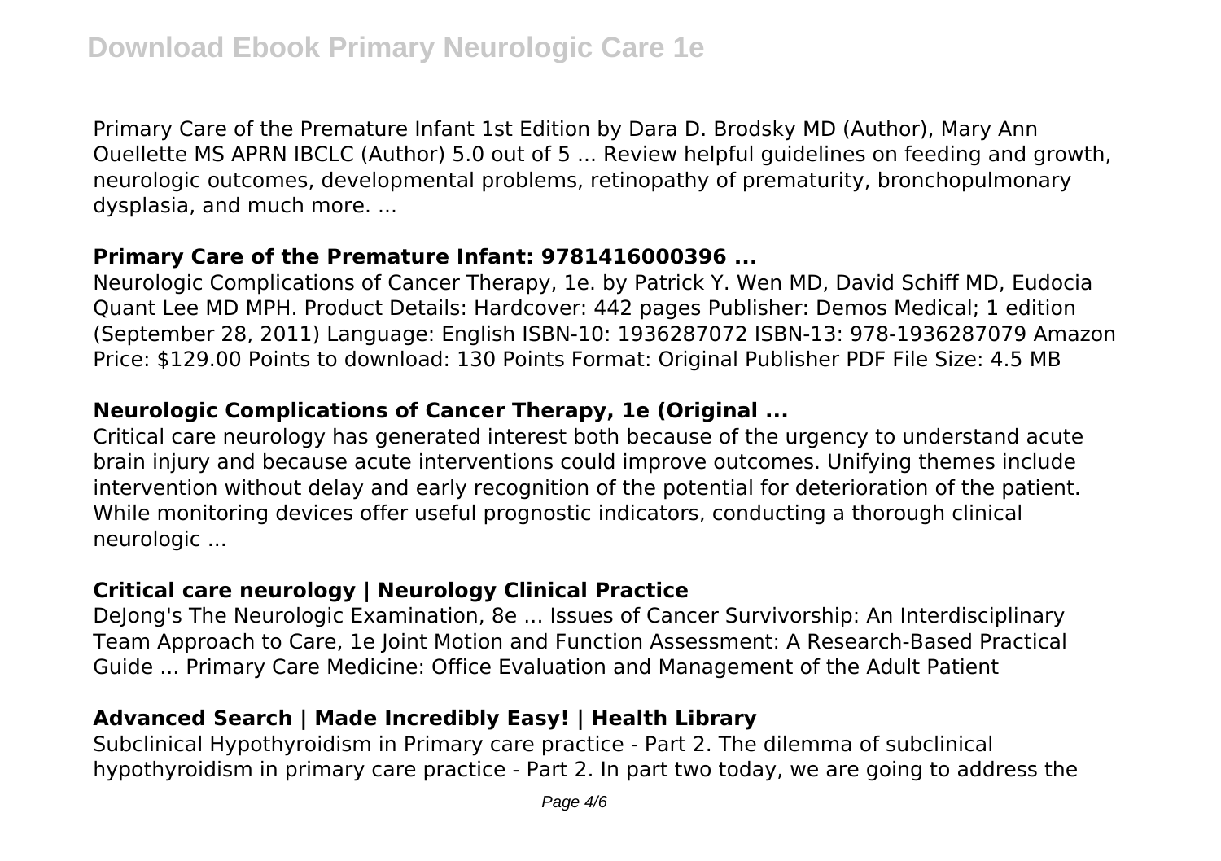Primary Care of the Premature Infant 1st Edition by Dara D. Brodsky MD (Author), Mary Ann Ouellette MS APRN IBCLC (Author) 5.0 out of 5 ... Review helpful guidelines on feeding and growth, neurologic outcomes, developmental problems, retinopathy of prematurity, bronchopulmonary dysplasia, and much more. ...

### **Primary Care of the Premature Infant: 9781416000396 ...**

Neurologic Complications of Cancer Therapy, 1e. by Patrick Y. Wen MD, David Schiff MD, Eudocia Quant Lee MD MPH. Product Details: Hardcover: 442 pages Publisher: Demos Medical; 1 edition (September 28, 2011) Language: English ISBN-10: 1936287072 ISBN-13: 978-1936287079 Amazon Price: $129.00 Points to download: 130 Points Format: Original Publisher PDF File Size: 4.5 MB

### **Neurologic Complications of Cancer Therapy, 1e (Original ...**

Critical care neurology has generated interest both because of the urgency to understand acute brain injury and because acute interventions could improve outcomes. Unifying themes include intervention without delay and early recognition of the potential for deterioration of the patient. While monitoring devices offer useful prognostic indicators, conducting a thorough clinical neurologic ...

### **Critical care neurology | Neurology Clinical Practice**

DeJong's The Neurologic Examination, 8e ... Issues of Cancer Survivorship: An Interdisciplinary Team Approach to Care, 1e Joint Motion and Function Assessment: A Research-Based Practical Guide ... Primary Care Medicine: Office Evaluation and Management of the Adult Patient

### **Advanced Search | Made Incredibly Easy! | Health Library**

Subclinical Hypothyroidism in Primary care practice - Part 2. The dilemma of subclinical hypothyroidism in primary care practice - Part 2. In part two today, we are going to address the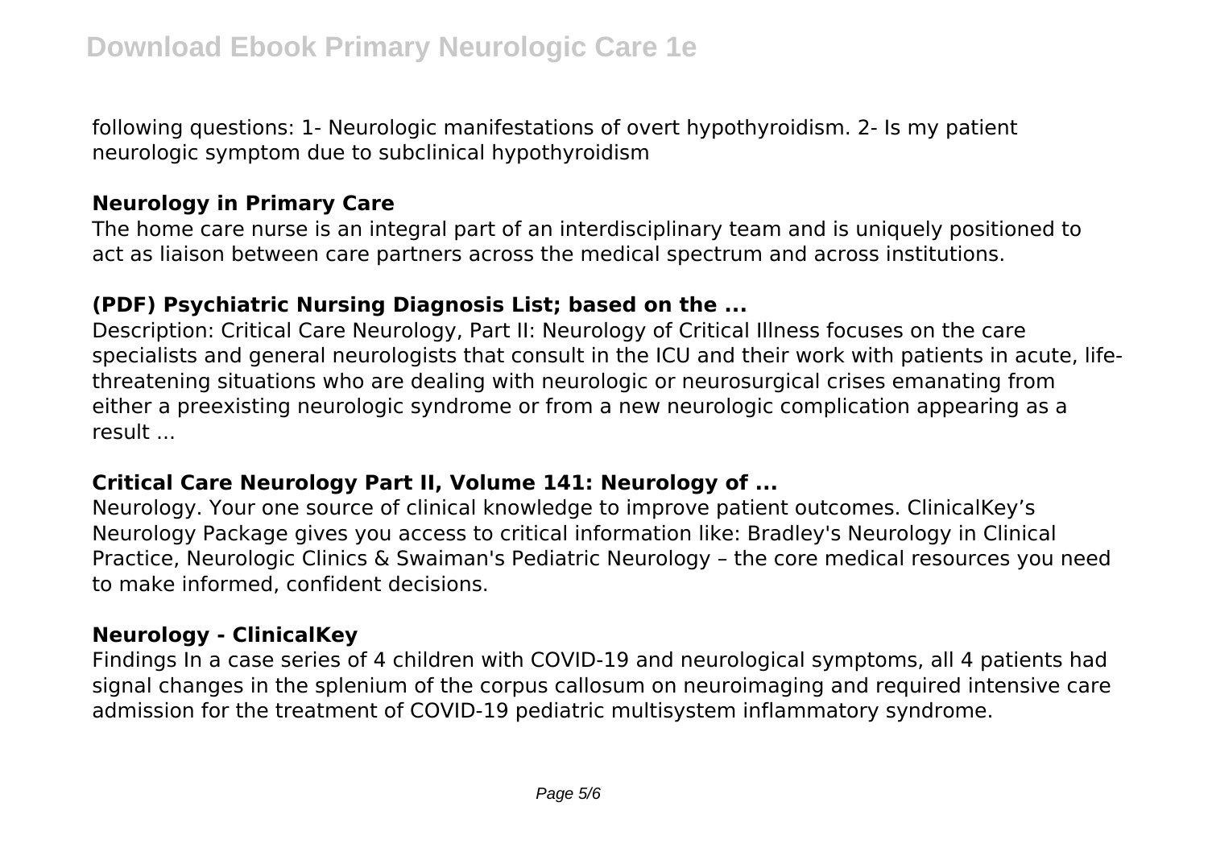following questions: 1- Neurologic manifestations of overt hypothyroidism. 2- Is my patient neurologic symptom due to subclinical hypothyroidism

### Neurology in Primary Care

The home care nurse is an integral part of an interdisciplinary team and is uniquely positioned to act as liaison between care partners across the medical spectrum and across institutions.

### (PDF) Psychiatric Nursing Diagnosis List; based on the ...

Description: Critical Care Neurology, Part II: Neurology of Critical Illness focuses on the care specialists and general neurologists that consult in the ICU and their work with patients in acute, life-threatening situations who are dealing with neurologic or neurosurgical crises emanating from either a preexisting neurologic syndrome or from a new neurologic complication appearing as a result ...

### Critical Care Neurology Part II, Volume 141: Neurology of ...

Neurology. Your one source of clinical knowledge to improve patient outcomes. ClinicalKey's Neurology Package gives you access to critical information like: Bradley's Neurology in Clinical Practice, Neurologic Clinics & Swaiman's Pediatric Neurology – the core medical resources you need to make informed, confident decisions.

### Neurology - ClinicalKey

Findings In a case series of 4 children with COVID-19 and neurological symptoms, all 4 patients had signal changes in the splenium of the corpus callosum on neuroimaging and required intensive care admission for the treatment of COVID-19 pediatric multisystem inflammatory syndrome.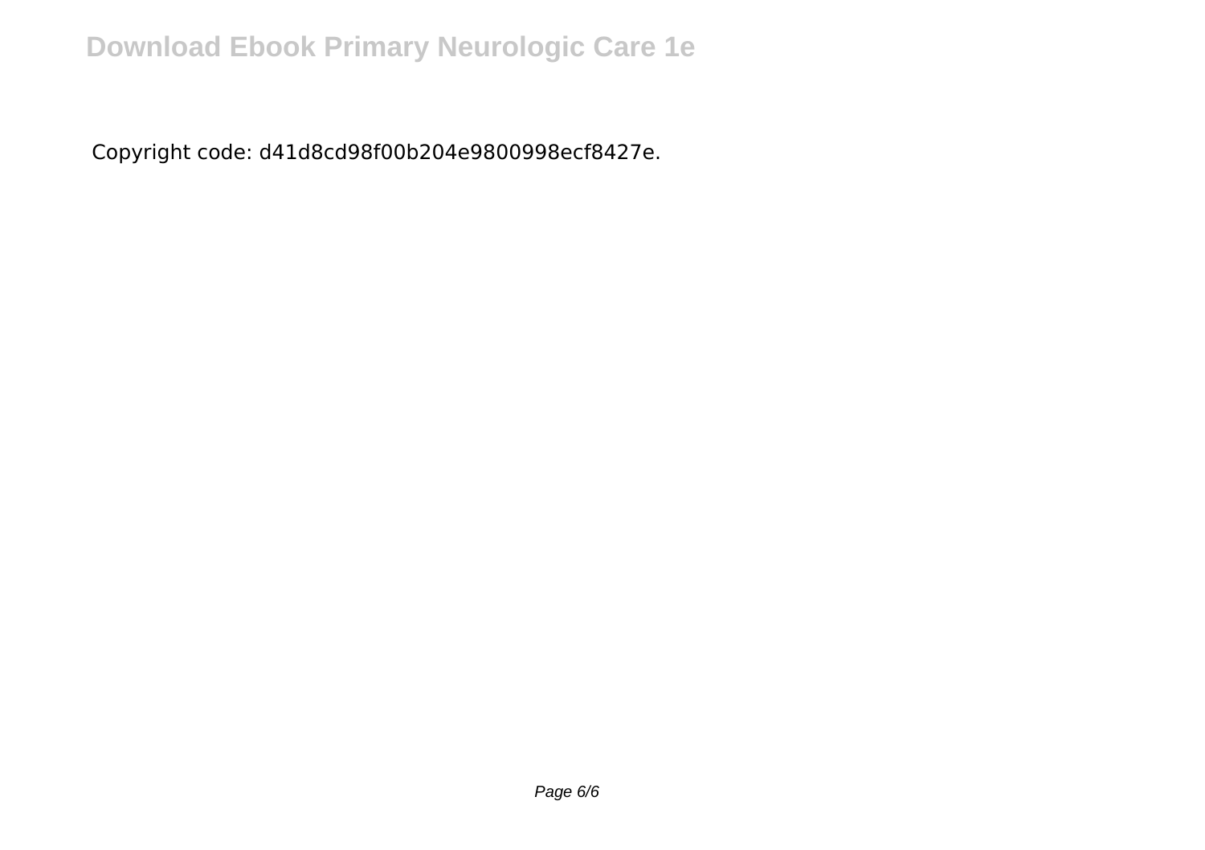Copyright code: d41d8cd98f00b204e9800998ecf8427e.